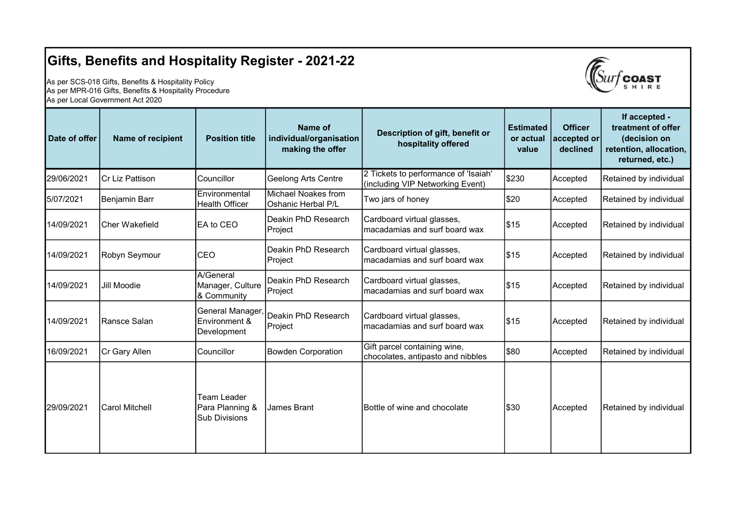# Gifts, Benefits and Hospitality Register - 2021-22

As per SCS-018 Gifts, Benefits & Hospitality Policy
As per MPR-016 Gifts, Benefits & Hospitality Procedure
As per Local Government Act 2020

| Date of offer | Name of recipient | Position title | Name of individual/organisation making the offer | Description of gift, benefit or hospitality offered | Estimated or actual value | Officer accepted or declined | If accepted - treatment of offer (decision on retention, allocation, returned, etc.) |
|---|---|---|---|---|---|---|---|
| 29/06/2021 | Cr Liz Pattison | Councillor | Geelong Arts Centre | 2 Tickets to performance of 'Isaiah' (including VIP Networking Event) | $230 | Accepted | Retained by individual |
| 5/07/2021 | Benjamin Barr | Environmental Health Officer | Michael Noakes from Oshanic Herbal P/L | Two jars of honey | $20 | Accepted | Retained by individual |
| 14/09/2021 | Cher Wakefield | EA to CEO | Deakin PhD Research Project | Cardboard virtual glasses, macadamias and surf board wax | $15 | Accepted | Retained by individual |
| 14/09/2021 | Robyn Seymour | CEO | Deakin PhD Research Project | Cardboard virtual glasses, macadamias and surf board wax | $15 | Accepted | Retained by individual |
| 14/09/2021 | Jill Moodie | A/General Manager, Culture & Community | Deakin PhD Research Project | Cardboard virtual glasses, macadamias and surf board wax | $15 | Accepted | Retained by individual |
| 14/09/2021 | Ransce Salan | General Manager, Environment & Development | Deakin PhD Research Project | Cardboard virtual glasses, macadamias and surf board wax | $15 | Accepted | Retained by individual |
| 16/09/2021 | Cr Gary Allen | Councillor | Bowden Corporation | Gift parcel containing wine, chocolates, antipasto and nibbles | $80 | Accepted | Retained by individual |
| 29/09/2021 | Carol Mitchell | Team Leader Para Planning & Sub Divisions | James Brant | Bottle of wine and chocolate | $30 | Accepted | Retained by individual |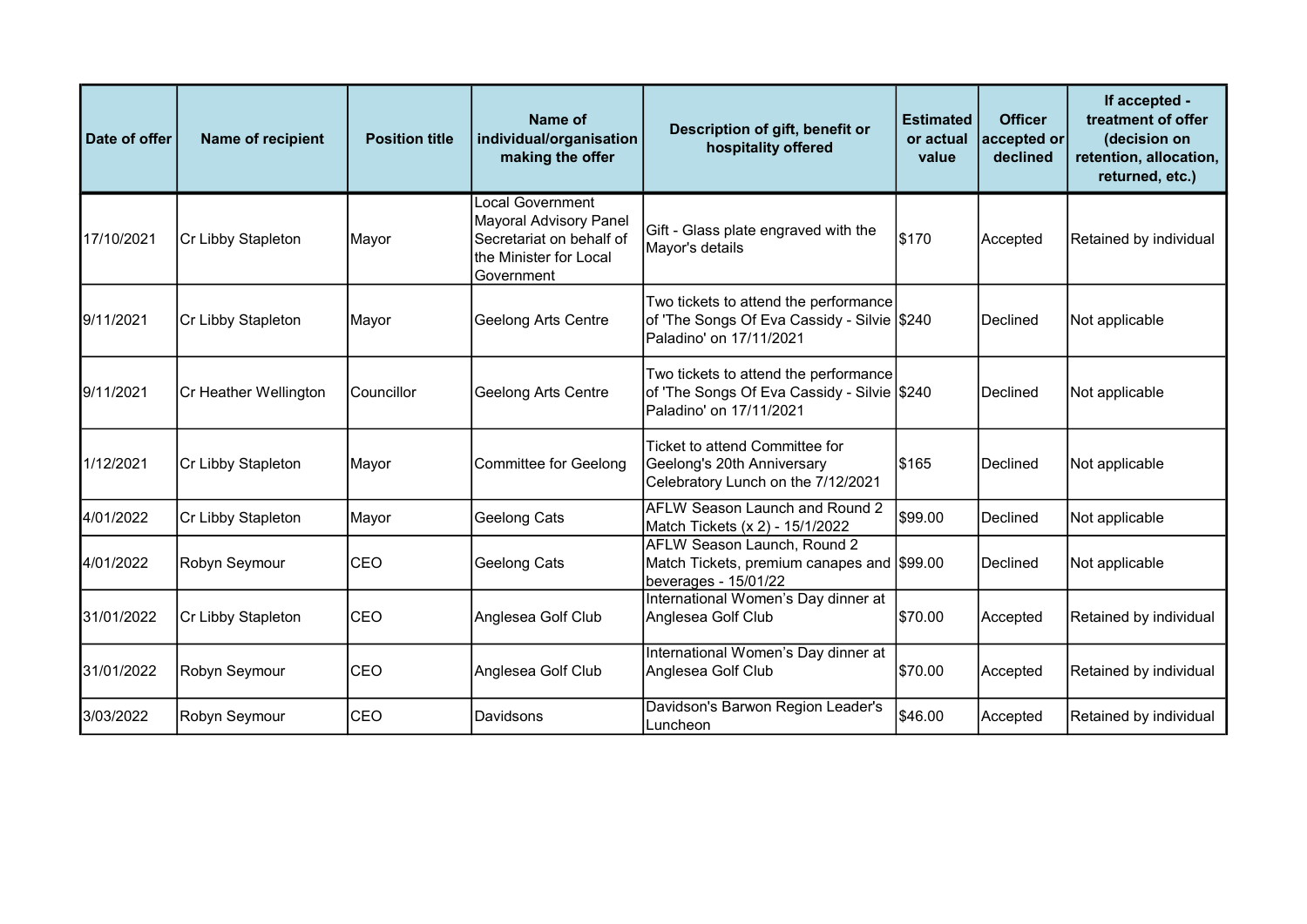| Date of offer | Name of recipient | Position title | Name of individual/organisation making the offer | Description of gift, benefit or hospitality offered | Estimated or actual value | Officer accepted or declined | If accepted - treatment of offer (decision on retention, allocation, returned, etc.) |
|---|---|---|---|---|---|---|---|
| 17/10/2021 | Cr Libby Stapleton | Mayor | Local Government Mayoral Advisory Panel Secretariat on behalf of the Minister for Local Government | Gift - Glass plate engraved with the Mayor's details | $170 | Accepted | Retained by individual |
| 9/11/2021 | Cr Libby Stapleton | Mayor | Geelong Arts Centre | Two tickets to attend the performance of 'The Songs Of Eva Cassidy - Silvie Paladino' on 17/11/2021 | $240 | Declined | Not applicable |
| 9/11/2021 | Cr Heather Wellington | Councillor | Geelong Arts Centre | Two tickets to attend the performance of 'The Songs Of Eva Cassidy - Silvie Paladino' on 17/11/2021 | $240 | Declined | Not applicable |
| 1/12/2021 | Cr Libby Stapleton | Mayor | Committee for Geelong | Ticket to attend Committee for Geelong's 20th Anniversary Celebratory Lunch on the 7/12/2021 | $165 | Declined | Not applicable |
| 4/01/2022 | Cr Libby Stapleton | Mayor | Geelong Cats | AFLW Season Launch and Round 2 Match Tickets (x 2) - 15/1/2022 | $99.00 | Declined | Not applicable |
| 4/01/2022 | Robyn Seymour | CEO | Geelong Cats | AFLW Season Launch, Round 2 Match Tickets, premium canapes and beverages - 15/01/22 | $99.00 | Declined | Not applicable |
| 31/01/2022 | Cr Libby Stapleton | CEO | Anglesea Golf Club | International Women's Day dinner at Anglesea Golf Club | $70.00 | Accepted | Retained by individual |
| 31/01/2022 | Robyn Seymour | CEO | Anglesea Golf Club | International Women's Day dinner at Anglesea Golf Club | $70.00 | Accepted | Retained by individual |
| 3/03/2022 | Robyn Seymour | CEO | Davidsons | Davidson's Barwon Region Leader's Luncheon | $46.00 | Accepted | Retained by individual |